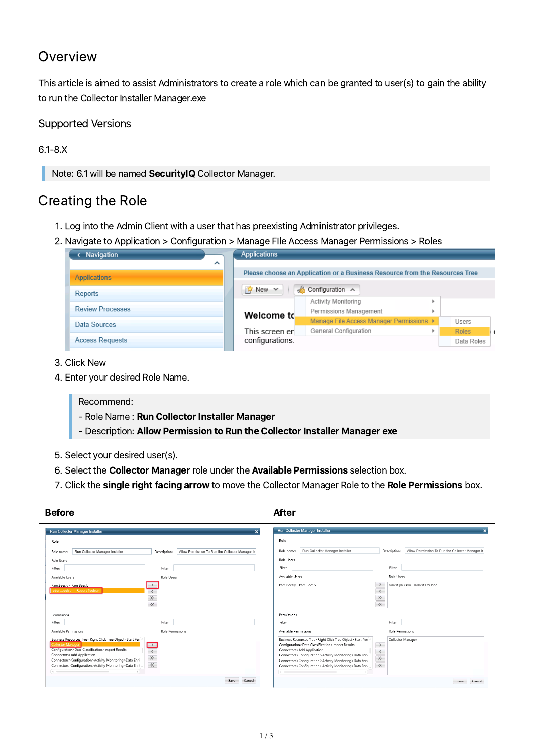# Overview

This article is aimed to assist Administrators to create a role which can be granted to user(s) to gain the ability to run the Collector Installer Manager.exe

## Supported Versions

6.1-8.X

> Note: 6.1 will be named **SecurityIQ** Collector Manager.

# Creating the Role

1. Log into the Admin Client with a user that has preexisting Administrator privileges.
2. Navigate to Application > Configuration > Manage FIle Access Manager Permissions > Roles
3. Click New
4. Enter your desired Role Name.

> Recommend:
> - Role Name : **Run Collector Installer Manager**
> - Description: **Allow Permission to Run the Collector Installer Manager exe**

5. Select your desired user(s).
6. Select the **Collector Manager** role under the **Available Permissions** selection box.
7. Click the **single right facing arrow** to move the Collector Manager Role to the **Role Permissions** box.

**Before** **After**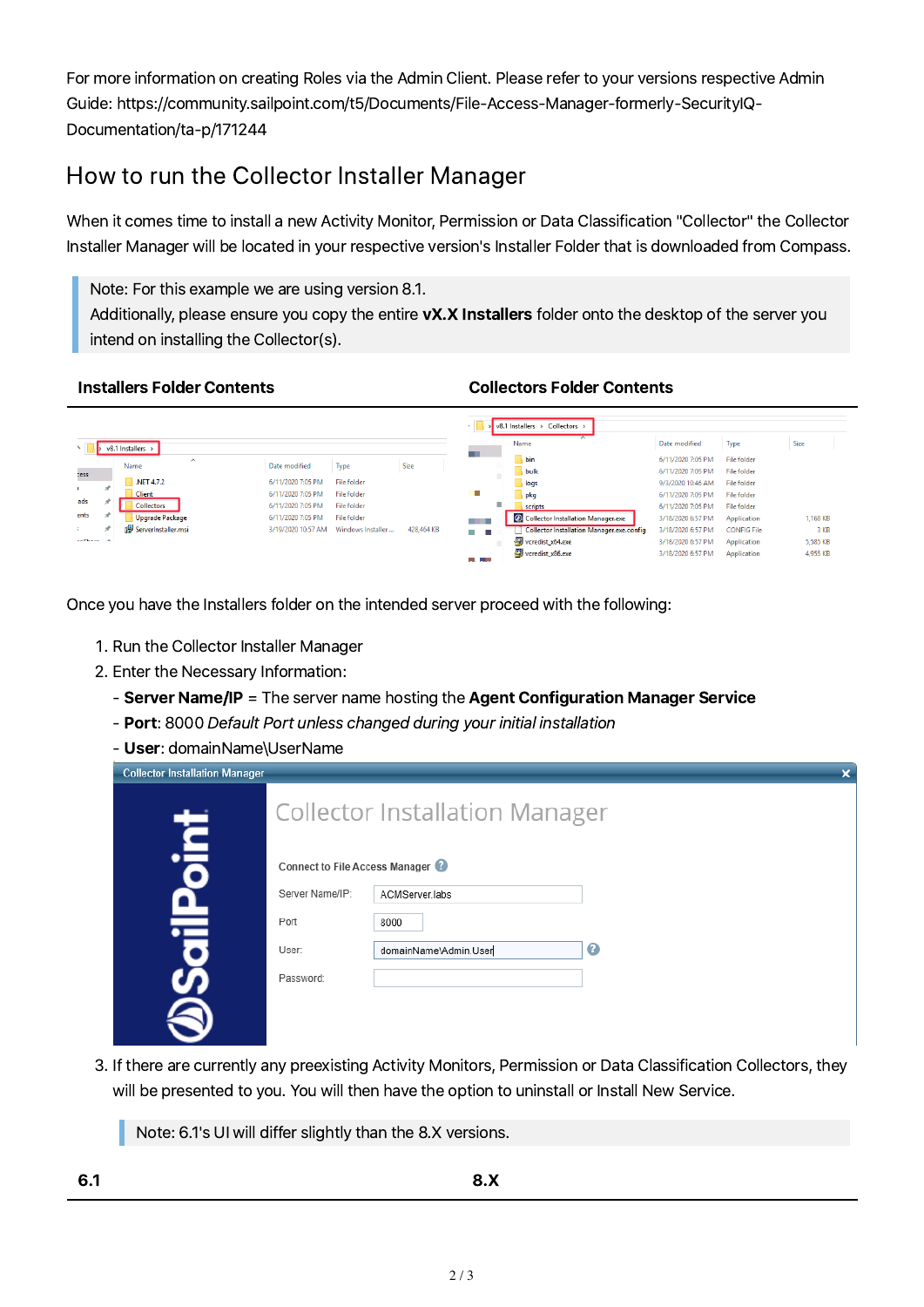For more information on creating Roles via the Admin Client. Please refer to your versions respective Admin Guide: https://community.sailpoint.com/t5/Documents/File-Access-Manager-formerly-SecurityIQ-Documentation/ta-p/171244

## How to run the Collector Installer Manager

When it comes time to install a new Activity Monitor, Permission or Data Classification "Collector" the Collector Installer Manager will be located in your respective version's Installer Folder that is downloaded from Compass.

> Note: For this example we are using version 8.1.
> Additionally, please ensure you copy the entire **vX.X Installers** folder onto the desktop of the server you intend on installing the Collector(s).

| Installers Folder Contents | Collectors Folder Contents |
| --- | --- |
| | |

Once you have the Installers folder on the intended server proceed with the following:

1. Run the Collector Installer Manager
2. Enter the Necessary Information:
   - **Server Name/IP** = The server name hosting the **Agent Configuration Manager Service**
   - **Port**: 8000 *Default Port unless changed during your initial installation*
   - **User**: domainName\UserName
3. If there are currently any preexisting Activity Monitors, Permission or Data Classification Collectors, they will be presented to you. You will then have the option to uninstall or Install New Service.

> Note: 6.1's UI will differ slightly than the 8.X versions.

| 6.1 | 8.X |
| --- | --- |
| | |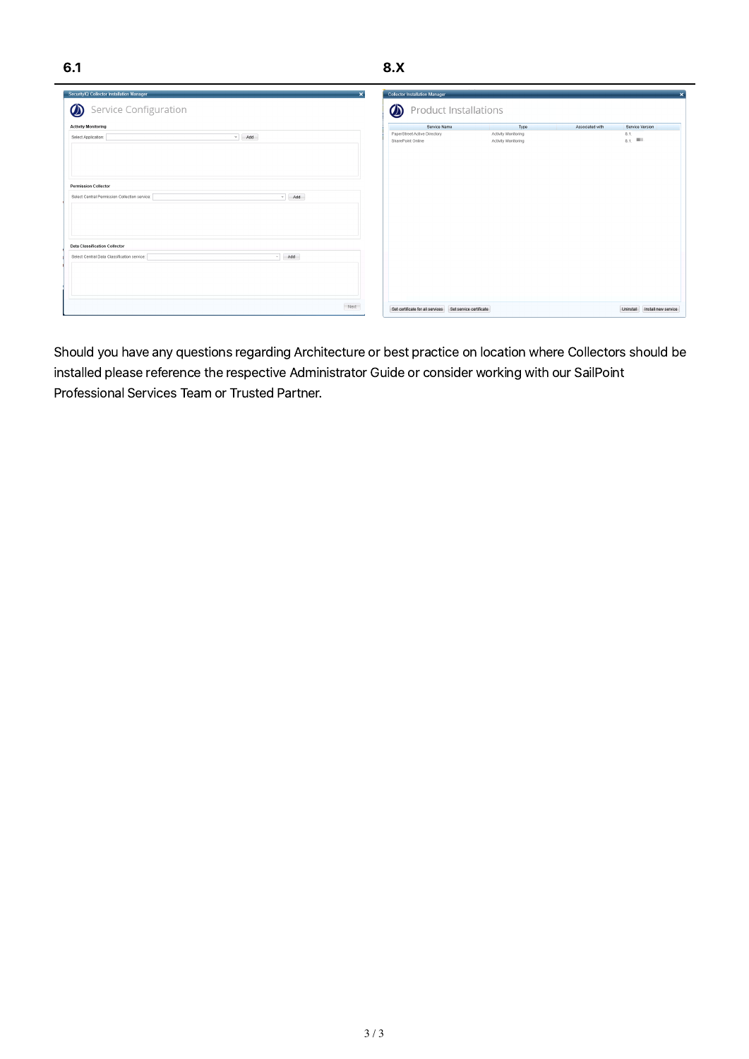| 6.1 | 8.X |
| --- | --- |

Should you have any questions regarding Architecture or best practice on location where Collectors should be installed please reference the respective Administrator Guide or consider working with our SailPoint Professional Services Team or Trusted Partner.